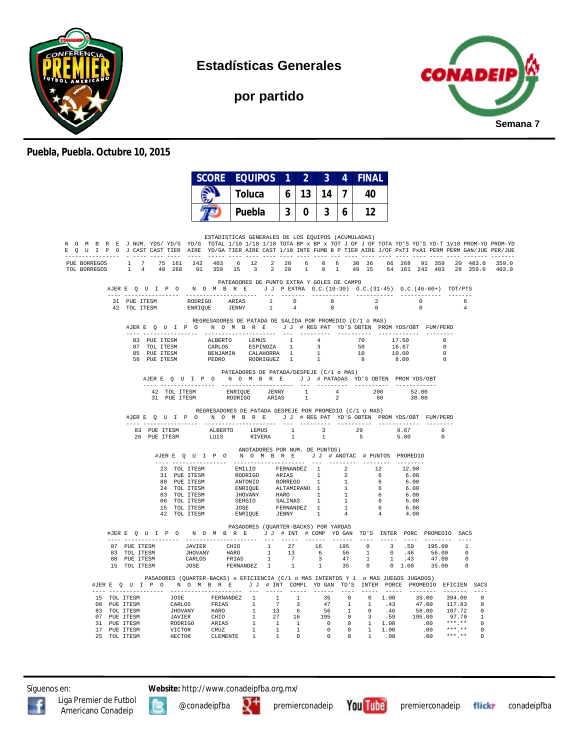# Estadísticas Generales

## por partido

Semana 7

**Puebla, Puebla. Octubre 10, 2015**

| SCORE | EQUIPOS | 1 | 2 | 3 | 4 | FINAL |
|---|---|---|---|---|---|---|
| | Toluca | 6 | 13 | 14 | 7 | 40 |
| | Puebla | 3 | 0 | 3 | 6 | 12 |

### ESTADISTICAS GENERALES DE LOS EQUIPOS (ACUMULADAS)

| NOMBRE EQUIPO | J J | NUM. CAST | YDS/ CAST | YD/G TIER | YD/G AIRE | TOTAL YD/GA | 1/10 TIER | 1/10 AIRE | 1/10 CAST | TOTA 1/10 | BP x INTE | BP x FUMB | TOT B P | J OF TIER | J OF AIRE | TOTA J/OF | YD'S PxTI | YD'S PxAI | YD-T PERM | 1y10 PERM | PROM-YD GAN/JUE | PROM-YD PER/JUE |
|---|---|---|---|---|---|---|---|---|---|---|---|---|---|---|---|---|---|---|---|---|---|---|
| PUE BORREGOS | 1 | 7 | 75 | 161 | 242 | 403 | 6 | 12 | 2 | 20 | 6 | 0 | 6 | 30 | 36 | 66 | 268 | 91 | 359 | 20 | 403.0 | 359.0 |
| TOL BORREGOS | 1 | 4 | 40 | 268 | 91 | 359 | 15 | 3 | 2 | 20 | 1 | 0 | 1 | 49 | 15 | 64 | 161 | 242 | 403 | 28 | 359.0 | 403.0 |

### PATEADORES DE PUNTO EXTRA Y GOLES DE CAMPO

| #JER | EQUIPO | NOMBRE | | J J | P EXTRA | G.C.(10-30) | G.C.(31-45) | G.C.(46-60+) | TOT/PTS |
|---|---|---|---|---|---|---|---|---|---|
| 31 | PUE ITESM | RODRIGO | ARIAS | 1 | 0 | 0 | 2 | 0 | 6 |
| 42 | TOL ITESM | ENRIQUE | JENNY | 1 | 4 | 0 | 0 | 0 | 4 |

### REGRESADORES DE PATADA DE SALIDA POR PROMEDIO (C/1 o MAS)

| #JER | EQUIPO | NOMBRE | | J J | # REG PAT | YD'S OBTEN | PROM YDS/OBT | FUM/PERD |
|---|---|---|---|---|---|---|---|---|
| 83 | PUE ITESM | ALBERTO | LEMUS | 1 | 4 | 70 | 17.50 | 0 |
| 07 | TOL ITESM | CARLOS | ESPINOZA | 1 | 3 | 50 | 16.67 | 0 |
| 05 | PUE ITESM | BENJAMIN | CALAHORRA | 1 | 1 | 10 | 10.00 | 0 |
| 56 | PUE ITESM | PEDRO | RODRIGUEZ | 1 | 1 | 8 | 8.00 | 0 |

### PATEADORES DE PATADA/DESPEJE (C/1 o MAS)

| #JER | EQUIPO | NOMBRE | | J J | # PATADAS | YD'S OBTEN | PROM YDS/OBT |
|---|---|---|---|---|---|---|---|
| 42 | TOL ITESM | ENRIQUE | JENNY | 1 | 4 | 208 | 52.00 |
| 31 | PUE ITESM | RODRIGO | ARIAS | 1 | 2 | 60 | 30.00 |

### REGRESADORES DE PATADA DESPEJE POR PROMEDIO (C/1 o MAS)

| #JER | EQUIPO | NOMBRE | | J J | # REG PAT | YD'S OBTEN | PROM YDS/OBT | FUM/PERD |
|---|---|---|---|---|---|---|---|---|
| 83 | PUE ITESM | ALBERTO | LEMUS | 1 | 3 | 29 | 9.67 | 0 |
| 26 | PUE ITESM | LUIS | RIVERA | 1 | 1 | 5 | 5.00 | 0 |

### ANOTADORES POR NUM. DE PUNTOS)

| #JER | EQUIPO | NOMBRE | | J J | # ANOTAC | # PUNTOS | PROMEDIO |
|---|---|---|---|---|---|---|---|
| 23 | TOL ITESM | EMILIO | FERNANDEZ | 1 | 2 | 12 | 12.00 |
| 31 | PUE ITESM | RODRIGO | ARIAS | 1 | 2 | 6 | 6.00 |
| 80 | PUE ITESM | ANTONIO | BORREGO | 1 | 1 | 6 | 6.00 |
| 24 | TOL ITESM | ENRIQUE | ALTAMIRANO | 1 | 1 | 6 | 6.00 |
| 83 | TOL ITESM | JHOVANY | HARO | 1 | 1 | 6 | 6.00 |
| 06 | TOL ITESM | SERGIO | SALINAS | 1 | 1 | 6 | 6.00 |
| 15 | TOL ITESM | JOSE | FERNANDEZ | 1 | 1 | 6 | 6.00 |
| 42 | TOL ITESM | ENRIQUE | JENNY | 1 | 4 | 4 | 4.00 |

### PASADORES (QUARTER-BACKS) POR YARDAS

| #JER | EQUIPO | NOMBRE | | J J | # INT | # COMP | YD GAN | TD'S | INTER | PORC | PROMEDIO | SACS |
|---|---|---|---|---|---|---|---|---|---|---|---|---|
| 07 | PUE ITESM | JAVIER | CHIO | 1 | 27 | 16 | 195 | 0 | 3 | .59 | 195.00 | 1 |
| 83 | TOL ITESM | JHOVANY | HARO | 1 | 13 | 6 | 56 | 1 | 0 | .46 | 56.00 | 0 |
| 08 | PUE ITESM | CARLOS | FRIAS | 1 | 7 | 3 | 47 | 1 | 1 | .43 | 47.00 | 0 |
| 15 | TOL ITESM | JOSE | FERNANDEZ | 1 | 1 | 1 | 35 | 0 | 0 | 1.00 | 35.00 | 0 |

### PASADORES (QUARTER-BACKS) x EFICIENCIA (C/1 o MAS INTENTOS Y 1 o MAS JUEGOS JUGADOS)

| #JER | EQUIPO | NOMBRE | | J J | # INT | COMPL | YD GAN | TD'S | INTER | PORCE | PROMEDIO | EFICIEN | SACS |
|---|---|---|---|---|---|---|---|---|---|---|---|---|---|
| 15 | TOL ITESM | JOSE | FERNANDEZ | 1 | 1 | 1 | 35 | 0 | 0 | 1.00 | 35.00 | 394.00 | 0 |
| 08 | PUE ITESM | CARLOS | FRIAS | 1 | 7 | 3 | 47 | 1 | 1 | .43 | 47.00 | 117.83 | 0 |
| 83 | TOL ITESM | JHOVANY | HARO | 1 | 13 | 6 | 56 | 1 | 0 | .46 | 56.00 | 107.72 | 0 |
| 07 | PUE ITESM | JAVIER | CHIO | 1 | 27 | 16 | 195 | 0 | 3 | .59 | 195.00 | 97.70 | 1 |
| 31 | PUE ITESM | RODRIGO | ARIAS | 1 | 1 | 1 | 0 | 0 | 1 | 1.00 | .00 | ***.** | 0 |
| 17 | PUE ITESM | VICTOR | CRUZ | 1 | 1 | 1 | 0 | 0 | 1 | 1.00 | .00 | ***.** | 0 |
| 25 | TOL ITESM | HECTOR | CLEMENTE | 1 | 1 | 0 | 0 | 0 | 1 | .00 | .00 | ***.** | 0 |

Síguenos en: **Website:** http://www.conadeipfba.org.mx/

Liga Premier de Futbol Americano Conadeip | @conadeipfba | premierconadeip | premierconadeip | conadeipfba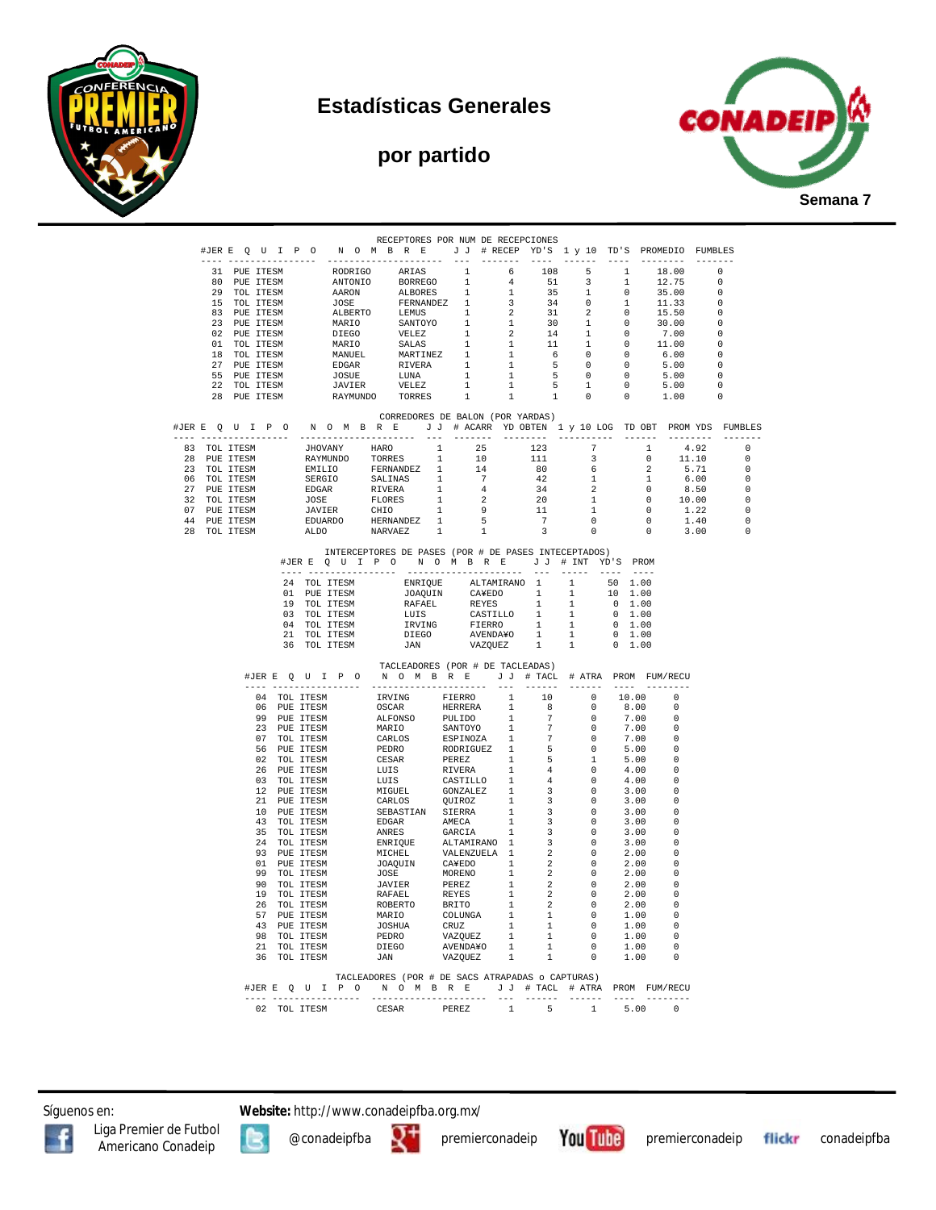# Estadísticas Generales

## por partido

**Semana 7**

### RECEPTORES POR NUM DE RECEPCIONES

| #JER | E Q U I P O | N O M B R E | | J J | # RECEP | YD'S | 1 y 10 | TD'S | PROMEDIO | FUMBLES |
|---|---|---|---|---|---|---|---|---|---|---|
| 31 | PUE ITESM | RODRIGO | ARIAS | 1 | 6 | 108 | 5 | 1 | 18.00 | 0 |
| 80 | PUE ITESM | ANTONIO | BORREGO | 1 | 4 | 51 | 3 | 1 | 12.75 | 0 |
| 29 | TOL ITESM | AARON | ALBORES | 1 | 1 | 35 | 1 | 0 | 35.00 | 0 |
| 15 | TOL ITESM | JOSE | FERNANDEZ | 1 | 3 | 34 | 0 | 1 | 11.33 | 0 |
| 83 | PUE ITESM | ALBERTO | LEMUS | 1 | 2 | 31 | 2 | 0 | 15.50 | 0 |
| 23 | PUE ITESM | MARIO | SANTOYO | 1 | 1 | 30 | 1 | 0 | 30.00 | 0 |
| 02 | PUE ITESM | DIEGO | VELEZ | 1 | 2 | 14 | 1 | 0 | 7.00 | 0 |
| 01 | TOL ITESM | MARIO | SALAS | 1 | 1 | 11 | 1 | 0 | 11.00 | 0 |
| 18 | TOL ITESM | MANUEL | MARTINEZ | 1 | 1 | 6 | 0 | 0 | 6.00 | 0 |
| 27 | PUE ITESM | EDGAR | RIVERA | 1 | 1 | 5 | 0 | 0 | 5.00 | 0 |
| 55 | PUE ITESM | JOSUE | LUNA | 1 | 1 | 5 | 0 | 0 | 5.00 | 0 |
| 22 | TOL ITESM | JAVIER | VELEZ | 1 | 1 | 5 | 1 | 0 | 5.00 | 0 |
| 28 | PUE ITESM | RAYMUNDO | TORRES | 1 | 1 | 1 | 0 | 0 | 1.00 | 0 |

### CORREDORES DE BALON (POR YARDAS)

| #JER | E Q U I P O | N O M B R E | | J J | # ACARR | YD OBTEN | 1 y 10 LOG | TD OBT | PROM YDS | FUMBLES |
|---|---|---|---|---|---|---|---|---|---|---|
| 83 | TOL ITESM | JHOVANY | HARO | 1 | 25 | 123 | 7 | 1 | 4.92 | 0 |
| 28 | PUE ITESM | RAYMUNDO | TORRES | 1 | 10 | 111 | 3 | 0 | 11.10 | 0 |
| 23 | TOL ITESM | EMILIO | FERNANDEZ | 1 | 14 | 80 | 6 | 2 | 5.71 | 0 |
| 06 | TOL ITESM | SERGIO | SALINAS | 1 | 7 | 42 | 1 | 1 | 6.00 | 0 |
| 27 | PUE ITESM | EDGAR | RIVERA | 1 | 4 | 34 | 2 | 0 | 8.50 | 0 |
| 32 | TOL ITESM | JOSE | FLORES | 1 | 2 | 20 | 1 | 0 | 10.00 | 0 |
| 07 | PUE ITESM | JAVIER | CHIO | 1 | 9 | 11 | 1 | 0 | 1.22 | 0 |
| 44 | PUE ITESM | EDUARDO | HERNANDEZ | 1 | 5 | 7 | 0 | 0 | 1.40 | 0 |
| 28 | TOL ITESM | ALDO | NARVAEZ | 1 | 1 | 3 | 0 | 0 | 3.00 | 0 |

### INTERCEPTORES DE PASES (POR # DE PASES INTECEPTADOS)

| #JER | E Q U I P O | N O M B R E | | J J | # INT | YD'S | PROM |
|---|---|---|---|---|---|---|---|
| 24 | TOL ITESM | ENRIQUE | ALTAMIRANO | 1 | 1 | 50 | 1.00 |
| 01 | PUE ITESM | JOAQUIN | CA¥EDO | 1 | 1 | 10 | 1.00 |
| 19 | TOL ITESM | RAFAEL | REYES | 1 | 1 | 0 | 1.00 |
| 03 | TOL ITESM | LUIS | CASTILLO | 1 | 1 | 0 | 1.00 |
| 04 | TOL ITESM | IRVING | FIERRO | 1 | 1 | 0 | 1.00 |
| 21 | TOL ITESM | DIEGO | AVENDA¥O | 1 | 1 | 0 | 1.00 |
| 36 | TOL ITESM | JAN | VAZQUEZ | 1 | 1 | 0 | 1.00 |

### TACLEADORES (POR # DE TACLEADAS)

| #JER | E Q U I P O | N O M B R E | | J J | # TACL | # ATRA | PROM | FUM/RECU |
|---|---|---|---|---|---|---|---|---|
| 04 | TOL ITESM | IRVING | FIERRO | 1 | 10 | 0 | 10.00 | 0 |
| 06 | PUE ITESM | OSCAR | HERRERA | 1 | 8 | 0 | 8.00 | 0 |
| 99 | PUE ITESM | ALFONSO | PULIDO | 1 | 7 | 0 | 7.00 | 0 |
| 23 | PUE ITESM | MARIO | SANTOYO | 1 | 7 | 0 | 7.00 | 0 |
| 07 | TOL ITESM | CARLOS | ESPINOZA | 1 | 7 | 0 | 7.00 | 0 |
| 56 | PUE ITESM | PEDRO | RODRIGUEZ | 1 | 5 | 0 | 5.00 | 0 |
| 02 | TOL ITESM | CESAR | PEREZ | 1 | 5 | 1 | 5.00 | 0 |
| 26 | PUE ITESM | LUIS | RIVERA | 1 | 4 | 0 | 4.00 | 0 |
| 03 | TOL ITESM | LUIS | CASTILLO | 1 | 4 | 0 | 4.00 | 0 |
| 12 | PUE ITESM | MIGUEL | GONZALEZ | 1 | 3 | 0 | 3.00 | 0 |
| 21 | PUE ITESM | CARLOS | QUIROZ | 1 | 3 | 0 | 3.00 | 0 |
| 10 | PUE ITESM | SEBASTIAN | SIERRA | 1 | 3 | 0 | 3.00 | 0 |
| 43 | TOL ITESM | EDGAR | AMECA | 1 | 3 | 0 | 3.00 | 0 |
| 35 | TOL ITESM | ANRES | GARCIA | 1 | 3 | 0 | 3.00 | 0 |
| 24 | TOL ITESM | ENRIQUE | ALTAMIRANO | 1 | 3 | 0 | 3.00 | 0 |
| 93 | PUE ITESM | MICHEL | VALENZUELA | 1 | 2 | 0 | 2.00 | 0 |
| 01 | PUE ITESM | JOAQUIN | CA¥EDO | 1 | 2 | 0 | 2.00 | 0 |
| 99 | TOL ITESM | JOSE | MORENO | 1 | 2 | 0 | 2.00 | 0 |
| 90 | TOL ITESM | JAVIER | PEREZ | 1 | 2 | 0 | 2.00 | 0 |
| 19 | TOL ITESM | RAFAEL | REYES | 1 | 2 | 0 | 2.00 | 0 |
| 26 | TOL ITESM | ROBERTO | BRITO | 1 | 2 | 0 | 2.00 | 0 |
| 57 | PUE ITESM | MARIO | COLUNGA | 1 | 1 | 0 | 1.00 | 0 |
| 43 | PUE ITESM | JOSHUA | CRUZ | 1 | 1 | 0 | 1.00 | 0 |
| 98 | TOL ITESM | PEDRO | VAZQUEZ | 1 | 1 | 0 | 1.00 | 0 |
| 21 | TOL ITESM | DIEGO | AVENDA¥O | 1 | 1 | 0 | 1.00 | 0 |
| 36 | TOL ITESM | JAN | VAZQUEZ | 1 | 1 | 0 | 1.00 | 0 |

### TACLEADORES (POR # DE SACS ATRAPADAS o CAPTURAS)

| #JER | E Q U I P O | N O M B R E | | J J | # TACL | # ATRA | PROM | FUM/RECU |
|---|---|---|---|---|---|---|---|---|
| 02 | TOL ITESM | CESAR | PEREZ | 1 | 5 | 1 | 5.00 | 0 |

Síguenos en: Liga Premier de Futbol Americano Conadeip | @conadeipfba | premierconadeip | premierconadeip | conadeipfba

**Website:** http://www.conadeipfba.org.mx/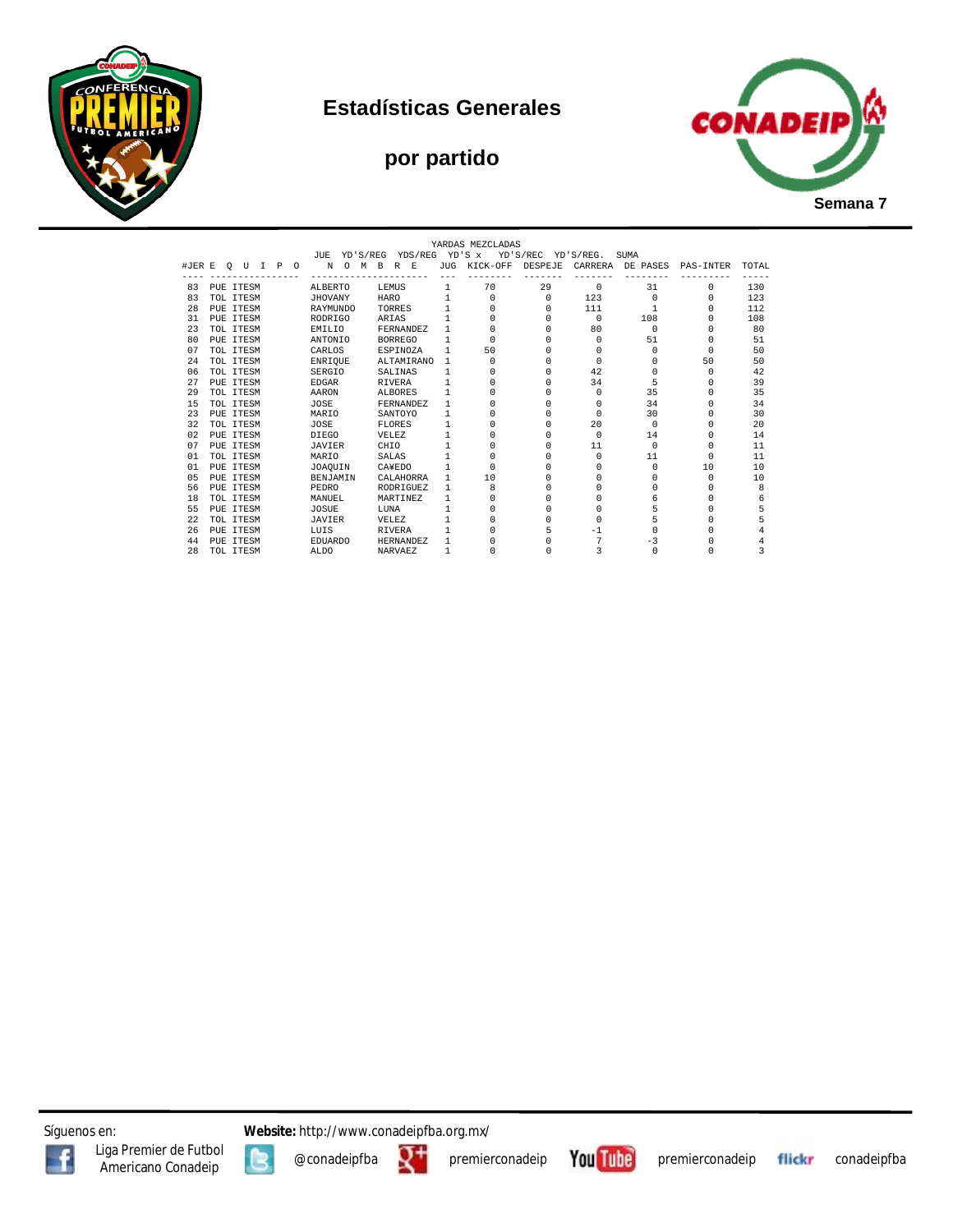# Estadísticas Generales

## por partido

Semana 7

YARDAS MEZCLADAS

| #JER | E Q U I P O | N O M B R E | | JUE JUG | YD'S/REG KICK-OFF | YDS/REG DESPEJE | YD'S x CARRERA | YD'S/REC DE PASES | YD'S/REG. PAS-INTER | SUMA TOTAL |
|---|---|---|---|---|---|---|---|---|---|---|
| 83 | PUE ITESM | ALBERTO | LEMUS | 1 | 70 | 29 | 0 | 31 | 0 | 130 |
| 83 | TOL ITESM | JHOVANY | HARO | 1 | 0 | 0 | 123 | 0 | 0 | 123 |
| 28 | PUE ITESM | RAYMUNDO | TORRES | 1 | 0 | 0 | 111 | 1 | 0 | 112 |
| 31 | PUE ITESM | RODRIGO | ARIAS | 1 | 0 | 0 | 0 | 108 | 0 | 108 |
| 23 | TOL ITESM | EMILIO | FERNANDEZ | 1 | 0 | 0 | 80 | 0 | 0 | 80 |
| 80 | PUE ITESM | ANTONIO | BORREGO | 1 | 0 | 0 | 0 | 51 | 0 | 51 |
| 07 | TOL ITESM | CARLOS | ESPINOZA | 1 | 50 | 0 | 0 | 0 | 0 | 50 |
| 24 | TOL ITESM | ENRIQUE | ALTAMIRANO | 1 | 0 | 0 | 0 | 0 | 50 | 50 |
| 06 | TOL ITESM | SERGIO | SALINAS | 1 | 0 | 0 | 42 | 0 | 0 | 42 |
| 27 | PUE ITESM | EDGAR | RIVERA | 1 | 0 | 0 | 34 | 5 | 0 | 39 |
| 29 | TOL ITESM | AARON | ALBORES | 1 | 0 | 0 | 0 | 35 | 0 | 35 |
| 15 | TOL ITESM | JOSE | FERNANDEZ | 1 | 0 | 0 | 0 | 34 | 0 | 34 |
| 23 | PUE ITESM | MARIO | SANTOYO | 1 | 0 | 0 | 0 | 30 | 0 | 30 |
| 32 | TOL ITESM | JOSE | FLORES | 1 | 0 | 0 | 20 | 0 | 0 | 20 |
| 02 | PUE ITESM | DIEGO | VELEZ | 1 | 0 | 0 | 0 | 14 | 0 | 14 |
| 07 | PUE ITESM | JAVIER | CHIO | 1 | 0 | 0 | 11 | 0 | 0 | 11 |
| 01 | TOL ITESM | MARIO | SALAS | 1 | 0 | 0 | 0 | 11 | 0 | 11 |
| 01 | PUE ITESM | JOAQUIN | CA¥EDO | 1 | 0 | 0 | 0 | 0 | 10 | 10 |
| 05 | PUE ITESM | BENJAMIN | CALAHORRA | 1 | 10 | 0 | 0 | 0 | 0 | 10 |
| 56 | PUE ITESM | PEDRO | RODRIGUEZ | 1 | 8 | 0 | 0 | 0 | 0 | 8 |
| 18 | TOL ITESM | MANUEL | MARTINEZ | 1 | 0 | 0 | 0 | 6 | 0 | 6 |
| 55 | PUE ITESM | JOSUE | LUNA | 1 | 0 | 0 | 0 | 5 | 0 | 5 |
| 22 | TOL ITESM | JAVIER | VELEZ | 1 | 0 | 0 | 0 | 5 | 0 | 5 |
| 26 | PUE ITESM | LUIS | RIVERA | 1 | 0 | 5 | -1 | 0 | 0 | 4 |
| 44 | PUE ITESM | EDUARDO | HERNANDEZ | 1 | 0 | 0 | 7 | -3 | 0 | 4 |
| 28 | TOL ITESM | ALDO | NARVAEZ | 1 | 0 | 0 | 3 | 0 | 0 | 3 |

Síguenos en: **Website:** http://www.conadeipfba.org.mx/

Liga Premier de Futbol Americano Conadeip @conadeipfba premierconadeip premierconadeip conadeipfba